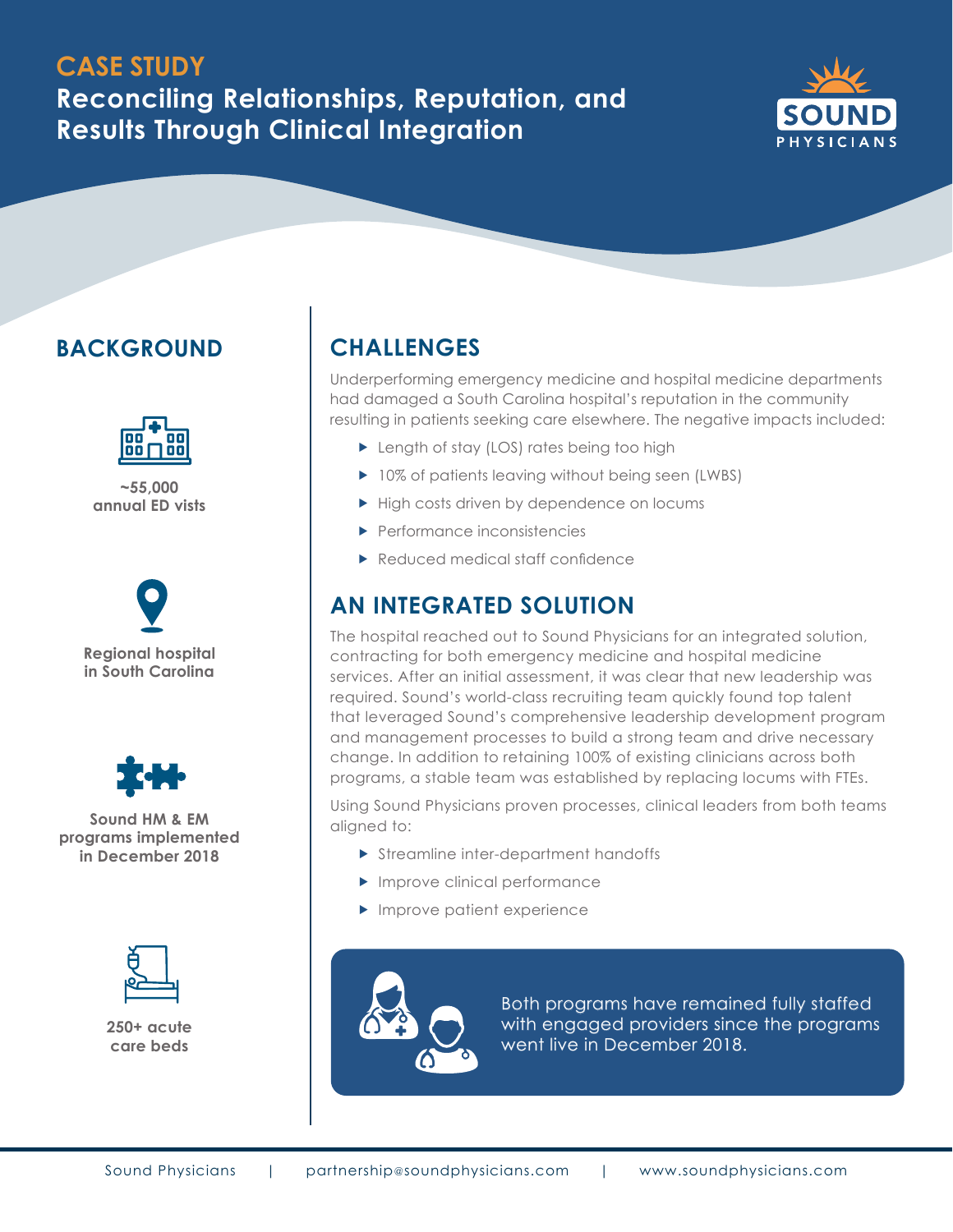# CASE STUDY

## Reconciling Relationships, Reputation, and Results Through Clinical Integration

SOUND PHYSICIANS

## BACKGROUND

**~55,000 annual ED vists**

**Regional hospital in South Carolina**

**Sound HM & EM programs implemented in December 2018**

**250+ acute care beds**

## CHALLENGES

Underperforming emergency medicine and hospital medicine departments had damaged a South Carolina hospital's reputation in the community resulting in patients seeking care elsewhere. The negative impacts included:

- Length of stay (LOS) rates being too high
- 10% of patients leaving without being seen (LWBS)
- High costs driven by dependence on locums
- Performance inconsistencies
- Reduced medical staff confidence

## AN INTEGRATED SOLUTION

The hospital reached out to Sound Physicians for an integrated solution, contracting for both emergency medicine and hospital medicine services. After an initial assessment, it was clear that new leadership was required. Sound's world-class recruiting team quickly found top talent that leveraged Sound's comprehensive leadership development program and management processes to build a strong team and drive necessary change. In addition to retaining 100% of existing clinicians across both programs, a stable team was established by replacing locums with FTEs.

Using Sound Physicians proven processes, clinical leaders from both teams aligned to:

- Streamline inter-department handoffs
- Improve clinical performance
- Improve patient experience

Both programs have remained fully staffed with engaged providers since the programs went live in December 2018.

Sound Physicians | partnership@soundphysicians.com | www.soundphysicians.com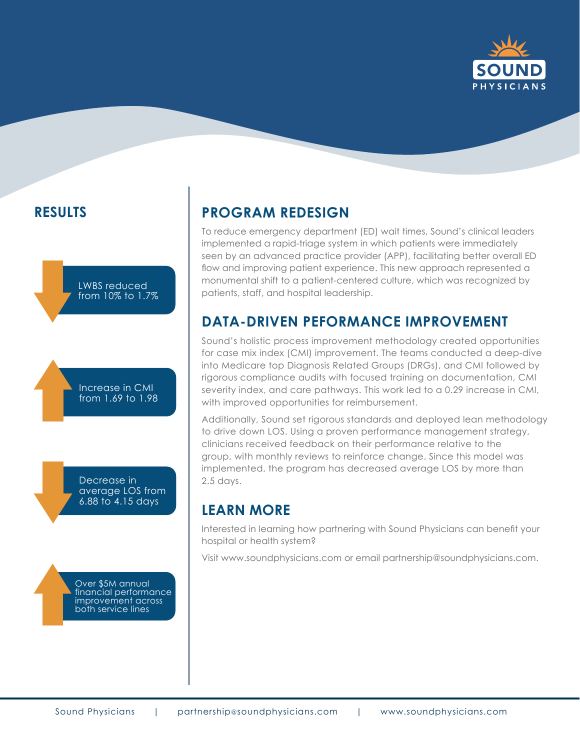## RESULTS

LWBS reduced from 10% to 1.7%

Increase in CMI from 1.69 to 1.98

Decrease in average LOS from 6.88 to 4.15 days

Over $5M annual financial performance improvement across both service lines

## PROGRAM REDESIGN

To reduce emergency department (ED) wait times, Sound's clinical leaders implemented a rapid-triage system in which patients were immediately seen by an advanced practice provider (APP), facilitating better overall ED flow and improving patient experience. This new approach represented a monumental shift to a patient-centered culture, which was recognized by patients, staff, and hospital leadership.

## DATA-DRIVEN PEFORMANCE IMPROVEMENT

Sound's holistic process improvement methodology created opportunities for case mix index (CMI) improvement. The teams conducted a deep-dive into Medicare top Diagnosis Related Groups (DRGs), and CMI followed by rigorous compliance audits with focused training on documentation, CMI severity index, and care pathways. This work led to a 0.29 increase in CMI, with improved opportunities for reimbursement.

Additionally, Sound set rigorous standards and deployed lean methodology to drive down LOS. Using a proven performance management strategy, clinicians received feedback on their performance relative to the group, with monthly reviews to reinforce change. Since this model was implemented, the program has decreased average LOS by more than 2.5 days.

## LEARN MORE

Interested in learning how partnering with Sound Physicians can benefit your hospital or health system?

Visit www.soundphysicians.com or email partnership@soundphysicians.com.